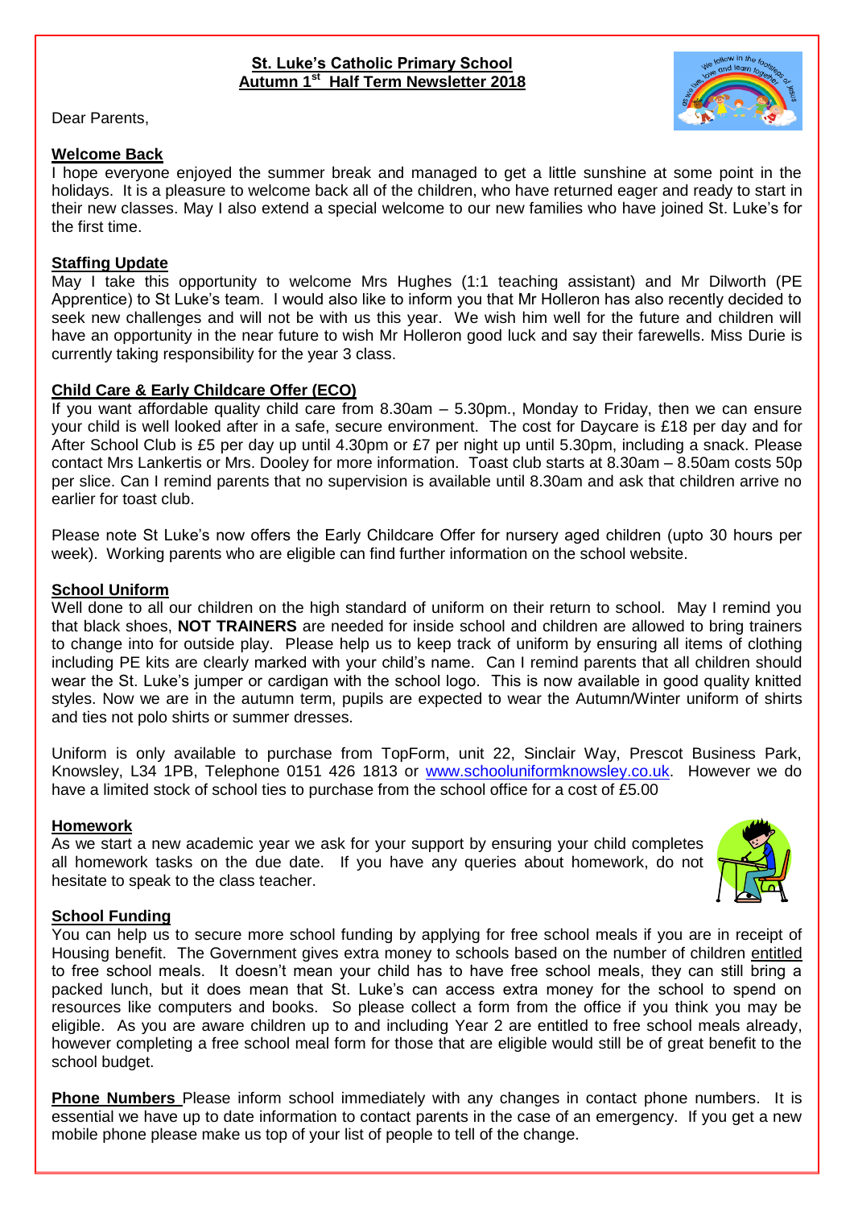**St. Luke's Catholic Primary School**
**Autumn 1st Half Term Newsletter 2018**

Dear Parents,

## Welcome Back

I hope everyone enjoyed the summer break and managed to get a little sunshine at some point in the holidays. It is a pleasure to welcome back all of the children, who have returned eager and ready to start in their new classes. May I also extend a special welcome to our new families who have joined St. Luke's for the first time.

## Staffing Update

May I take this opportunity to welcome Mrs Hughes (1:1 teaching assistant) and Mr Dilworth (PE Apprentice) to St Luke's team. I would also like to inform you that Mr Holleron has also recently decided to seek new challenges and will not be with us this year. We wish him well for the future and children will have an opportunity in the near future to wish Mr Holleron good luck and say their farewells. Miss Durie is currently taking responsibility for the year 3 class.

## Child Care & Early Childcare Offer (ECO)

If you want affordable quality child care from 8.30am – 5.30pm., Monday to Friday, then we can ensure your child is well looked after in a safe, secure environment. The cost for Daycare is £18 per day and for After School Club is £5 per day up until 4.30pm or £7 per night up until 5.30pm, including a snack. Please contact Mrs Lankertis or Mrs. Dooley for more information. Toast club starts at 8.30am – 8.50am costs 50p per slice. Can I remind parents that no supervision is available until 8.30am and ask that children arrive no earlier for toast club.

Please note St Luke's now offers the Early Childcare Offer for nursery aged children (upto 30 hours per week). Working parents who are eligible can find further information on the school website.

## School Uniform

Well done to all our children on the high standard of uniform on their return to school. May I remind you that black shoes, **NOT TRAINERS** are needed for inside school and children are allowed to bring trainers to change into for outside play. Please help us to keep track of uniform by ensuring all items of clothing including PE kits are clearly marked with your child's name. Can I remind parents that all children should wear the St. Luke's jumper or cardigan with the school logo. This is now available in good quality knitted styles. Now we are in the autumn term, pupils are expected to wear the Autumn/Winter uniform of shirts and ties not polo shirts or summer dresses.

Uniform is only available to purchase from TopForm, unit 22, Sinclair Way, Prescot Business Park, Knowsley, L34 1PB, Telephone 0151 426 1813 or www.schooluniformknowsley.co.uk. However we do have a limited stock of school ties to purchase from the school office for a cost of £5.00

## Homework

As we start a new academic year we ask for your support by ensuring your child completes all homework tasks on the due date. If you have any queries about homework, do not hesitate to speak to the class teacher.

## School Funding

You can help us to secure more school funding by applying for free school meals if you are in receipt of Housing benefit. The Government gives extra money to schools based on the number of children entitled to free school meals. It doesn't mean your child has to have free school meals, they can still bring a packed lunch, but it does mean that St. Luke's can access extra money for the school to spend on resources like computers and books. So please collect a form from the office if you think you may be eligible. As you are aware children up to and including Year 2 are entitled to free school meals already, however completing a free school meal form for those that are eligible would still be of great benefit to the school budget.

**Phone Numbers** Please inform school immediately with any changes in contact phone numbers. It is essential we have up to date information to contact parents in the case of an emergency. If you get a new mobile phone please make us top of your list of people to tell of the change.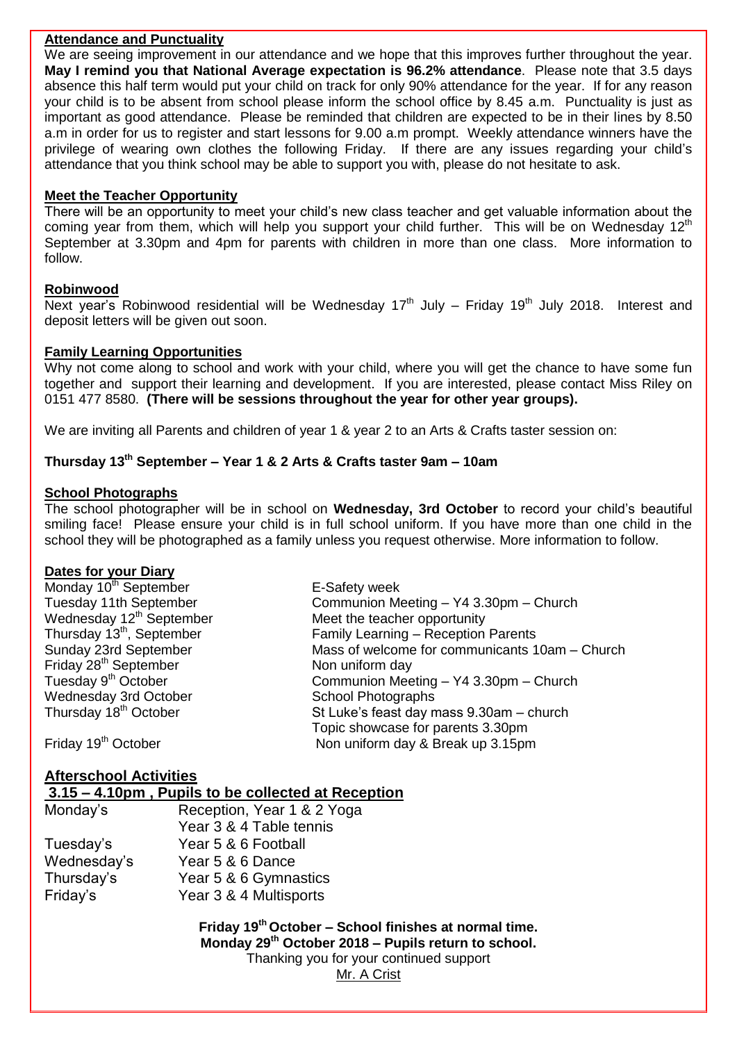## Attendance and Punctuality

We are seeing improvement in our attendance and we hope that this improves further throughout the year. **May I remind you that National Average expectation is 96.2% attendance**. Please note that 3.5 days absence this half term would put your child on track for only 90% attendance for the year. If for any reason your child is to be absent from school please inform the school office by 8.45 a.m. Punctuality is just as important as good attendance. Please be reminded that children are expected to be in their lines by 8.50 a.m in order for us to register and start lessons for 9.00 a.m prompt. Weekly attendance winners have the privilege of wearing own clothes the following Friday. If there are any issues regarding your child's attendance that you think school may be able to support you with, please do not hesitate to ask.

## Meet the Teacher Opportunity

There will be an opportunity to meet your child's new class teacher and get valuable information about the coming year from them, which will help you support your child further. This will be on Wednesday 12th September at 3.30pm and 4pm for parents with children in more than one class. More information to follow.

## Robinwood

Next year's Robinwood residential will be Wednesday 17th July – Friday 19th July 2018. Interest and deposit letters will be given out soon.

## Family Learning Opportunities

Why not come along to school and work with your child, where you will get the chance to have some fun together and support their learning and development. If you are interested, please contact Miss Riley on 0151 477 8580. **(There will be sessions throughout the year for other year groups).**

We are inviting all Parents and children of year 1 & year 2 to an Arts & Crafts taster session on:

**Thursday 13th September – Year 1 & 2 Arts & Crafts taster 9am – 10am**

## School Photographs

The school photographer will be in school on **Wednesday, 3rd October** to record your child's beautiful smiling face! Please ensure your child is in full school uniform. If you have more than one child in the school they will be photographed as a family unless you request otherwise. More information to follow.

## Dates for your Diary

| | |
|---|---|
| Monday 10th September | E-Safety week |
| Tuesday 11th September | Communion Meeting – Y4 3.30pm – Church |
| Wednesday 12th September | Meet the teacher opportunity |
| Thursday 13th, September | Family Learning – Reception Parents |
| Sunday 23rd September | Mass of welcome for communicants 10am – Church |
| Friday 28th September | Non uniform day |
| Tuesday 9th October | Communion Meeting – Y4 3.30pm – Church |
| Wednesday 3rd October | School Photographs |
| Thursday 18th October | St Luke's feast day mass 9.30am – church<br>Topic showcase for parents 3.30pm |
| Friday 19th October | Non uniform day & Break up 3.15pm |

## Afterschool Activities

**3.15 – 4.10pm , Pupils to be collected at Reception**

| | |
|---|---|
| Monday's | Reception, Year 1 & 2 Yoga<br>Year 3 & 4 Table tennis |
| Tuesday's | Year 5 & 6 Football |
| Wednesday's | Year 5 & 6 Dance |
| Thursday's | Year 5 & 6 Gymnastics |
| Friday's | Year 3 & 4 Multisports |

**Friday 19th October – School finishes at normal time.**
**Monday 29th October 2018 – Pupils return to school.**

Thanking you for your continued support

Mr. A Crist